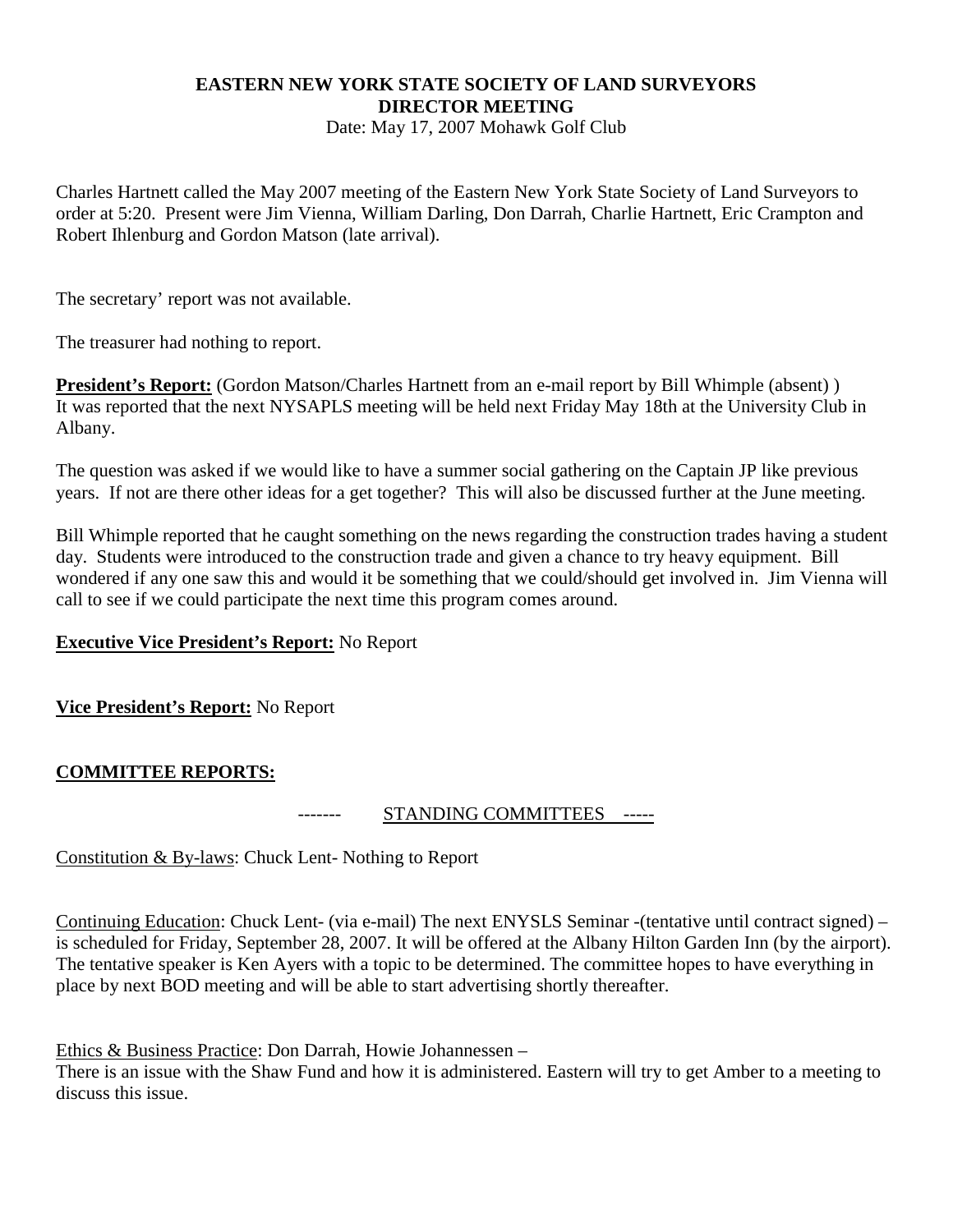**EASTERN NEW YORK STATE SOCIETY OF LAND SURVEYORS**
**DIRECTOR MEETING**
Date: May 17, 2007 Mohawk Golf Club

Charles Hartnett called the May 2007 meeting of the Eastern New York State Society of Land Surveyors to order at 5:20. Present were Jim Vienna, William Darling, Don Darrah, Charlie Hartnett, Eric Crampton and Robert Ihlenburg and Gordon Matson (late arrival).

The secretary' report was not available.

The treasurer had nothing to report.

**President's Report:** (Gordon Matson/Charles Hartnett from an e-mail report by Bill Whimple (absent) )
It was reported that the next NYSAPLS meeting will be held next Friday May 18th at the University Club in Albany.

The question was asked if we would like to have a summer social gathering on the Captain JP like previous years. If not are there other ideas for a get together? This will also be discussed further at the June meeting.

Bill Whimple reported that he caught something on the news regarding the construction trades having a student day. Students were introduced to the construction trade and given a chance to try heavy equipment. Bill wondered if any one saw this and would it be something that we could/should get involved in. Jim Vienna will call to see if we could participate the next time this program comes around.

**Executive Vice President's Report:** No Report

**Vice President's Report:** No Report

**COMMITTEE REPORTS:**

------- STANDING COMMITTEES -----

Constitution & By-laws: Chuck Lent- Nothing to Report

Continuing Education: Chuck Lent- (via e-mail) The next ENYSLS Seminar -(tentative until contract signed) – is scheduled for Friday, September 28, 2007. It will be offered at the Albany Hilton Garden Inn (by the airport). The tentative speaker is Ken Ayers with a topic to be determined. The committee hopes to have everything in place by next BOD meeting and will be able to start advertising shortly thereafter.

Ethics & Business Practice: Don Darrah, Howie Johannessen –
There is an issue with the Shaw Fund and how it is administered. Eastern will try to get Amber to a meeting to discuss this issue.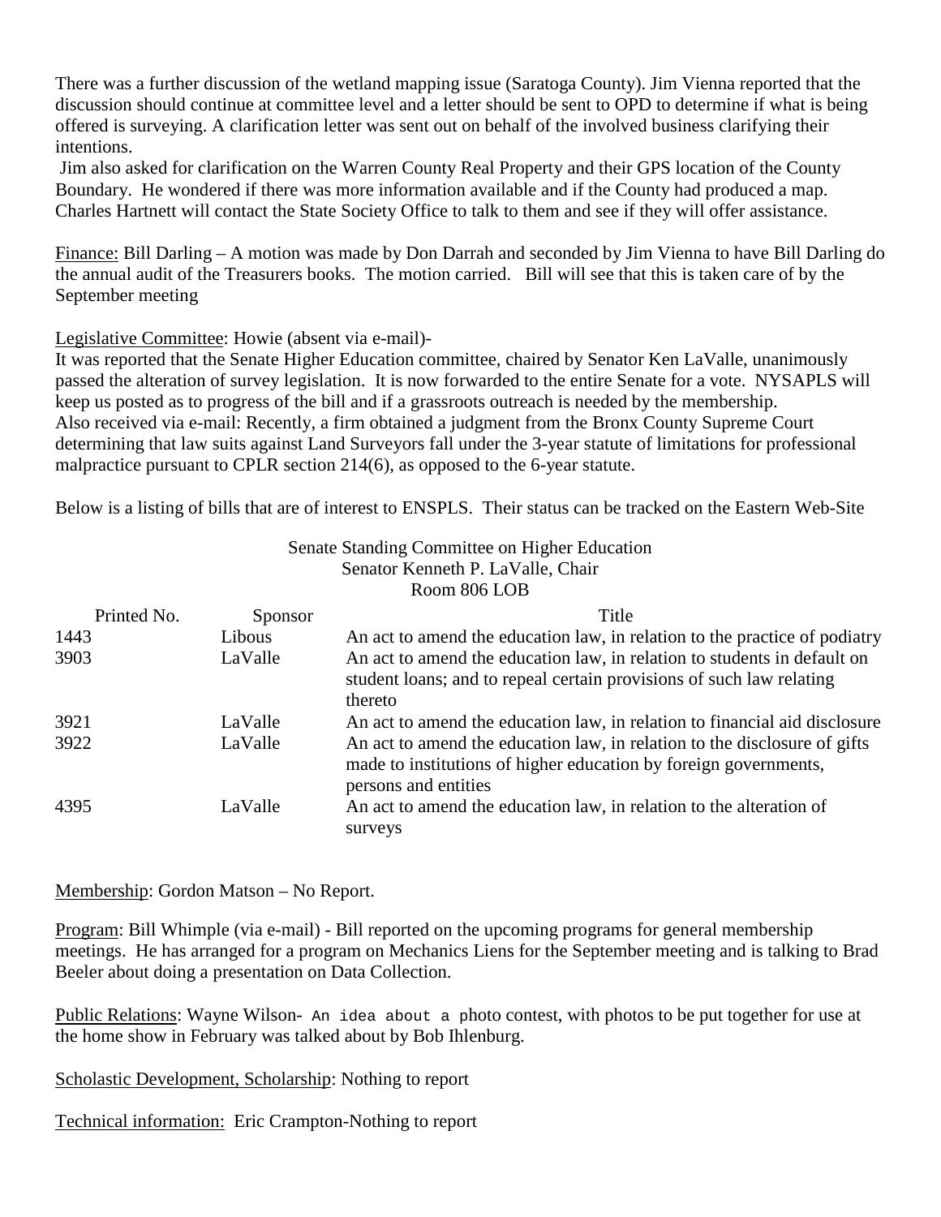There was a further discussion of the wetland mapping issue (Saratoga County). Jim Vienna reported that the discussion should continue at committee level and a letter should be sent to OPD to determine if what is being offered is surveying. A clarification letter was sent out on behalf of the involved business clarifying their intentions.

Jim also asked for clarification on the Warren County Real Property and their GPS location of the County Boundary. He wondered if there was more information available and if the County had produced a map. Charles Hartnett will contact the State Society Office to talk to them and see if they will offer assistance.

Finance: Bill Darling – A motion was made by Don Darrah and seconded by Jim Vienna to have Bill Darling do the annual audit of the Treasurers books. The motion carried. Bill will see that this is taken care of by the September meeting

Legislative Committee: Howie (absent via e-mail)-

It was reported that the Senate Higher Education committee, chaired by Senator Ken LaValle, unanimously passed the alteration of survey legislation. It is now forwarded to the entire Senate for a vote. NYSAPLS will keep us posted as to progress of the bill and if a grassroots outreach is needed by the membership.

Also received via e-mail: Recently, a firm obtained a judgment from the Bronx County Supreme Court determining that law suits against Land Surveyors fall under the 3-year statute of limitations for professional malpractice pursuant to CPLR section 214(6), as opposed to the 6-year statute.

Below is a listing of bills that are of interest to ENSPLS. Their status can be tracked on the Eastern Web-Site

Senate Standing Committee on Higher Education
Senator Kenneth P. LaValle, Chair
Room 806 LOB

| Printed No. | Sponsor | Title |
|---|---|---|
| 1443 | Libous | An act to amend the education law, in relation to the practice of podiatry |
| 3903 | LaValle | An act to amend the education law, in relation to students in default on student loans; and to repeal certain provisions of such law relating thereto |
| 3921 | LaValle | An act to amend the education law, in relation to financial aid disclosure |
| 3922 | LaValle | An act to amend the education law, in relation to the disclosure of gifts made to institutions of higher education by foreign governments, persons and entities |
| 4395 | LaValle | An act to amend the education law, in relation to the alteration of surveys |

Membership: Gordon Matson – No Report.

Program: Bill Whimple (via e-mail) - Bill reported on the upcoming programs for general membership meetings. He has arranged for a program on Mechanics Liens for the September meeting and is talking to Brad Beeler about doing a presentation on Data Collection.

Public Relations: Wayne Wilson- An idea about a photo contest, with photos to be put together for use at the home show in February was talked about by Bob Ihlenburg.

Scholastic Development, Scholarship: Nothing to report

Technical information: Eric Crampton-Nothing to report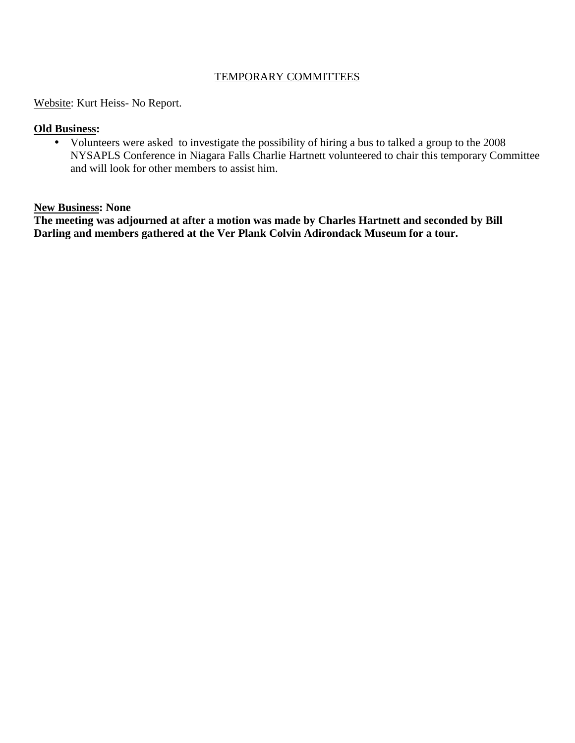TEMPORARY COMMITTEES

Website: Kurt Heiss- No Report.

**Old Business:**

- Volunteers were asked  to investigate the possibility of hiring a bus to talked a group to the 2008 NYSAPLS Conference in Niagara Falls Charlie Hartnett volunteered to chair this temporary Committee and will look for other members to assist him.

**New Business: None**

**The meeting was adjourned at after a motion was made by Charles Hartnett and seconded by Bill Darling and members gathered at the Ver Plank Colvin Adirondack Museum for a tour.**